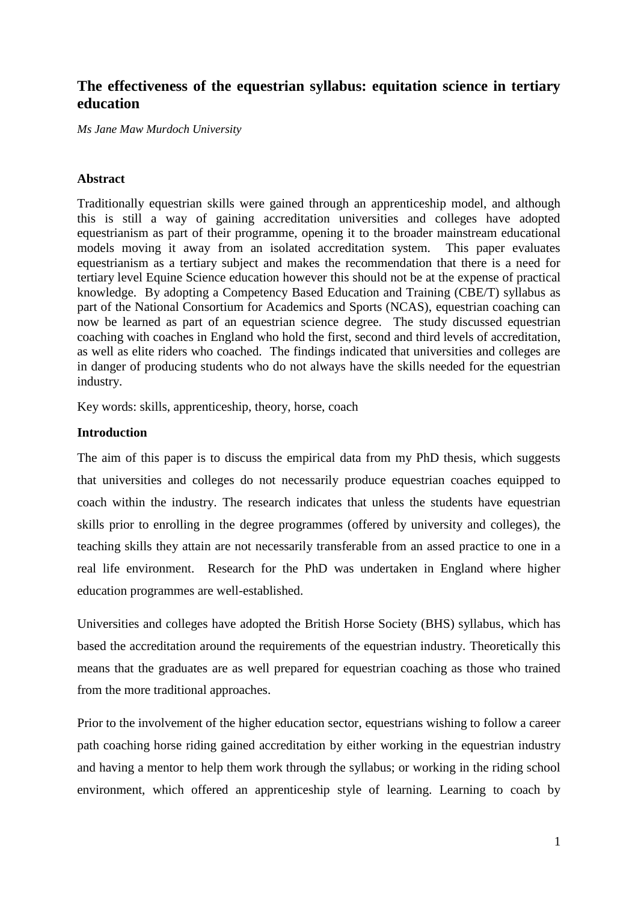# The effectiveness of the equestrian syllabus: equitation science in tertiary education

*Ms Jane Maw Murdoch University*

## Abstract

Traditionally equestrian skills were gained through an apprenticeship model, and although this is still a way of gaining accreditation universities and colleges have adopted equestrianism as part of their programme, opening it to the broader mainstream educational models moving it away from an isolated accreditation system. This paper evaluates equestrianism as a tertiary subject and makes the recommendation that there is a need for tertiary level Equine Science education however this should not be at the expense of practical knowledge. By adopting a Competency Based Education and Training (CBE/T) syllabus as part of the National Consortium for Academics and Sports (NCAS), equestrian coaching can now be learned as part of an equestrian science degree. The study discussed equestrian coaching with coaches in England who hold the first, second and third levels of accreditation, as well as elite riders who coached. The findings indicated that universities and colleges are in danger of producing students who do not always have the skills needed for the equestrian industry.

Key words: skills, apprenticeship, theory, horse, coach

## Introduction

The aim of this paper is to discuss the empirical data from my PhD thesis, which suggests that universities and colleges do not necessarily produce equestrian coaches equipped to coach within the industry. The research indicates that unless the students have equestrian skills prior to enrolling in the degree programmes (offered by university and colleges), the teaching skills they attain are not necessarily transferable from an assed practice to one in a real life environment. Research for the PhD was undertaken in England where higher education programmes are well-established.

Universities and colleges have adopted the British Horse Society (BHS) syllabus, which has based the accreditation around the requirements of the equestrian industry. Theoretically this means that the graduates are as well prepared for equestrian coaching as those who trained from the more traditional approaches.

Prior to the involvement of the higher education sector, equestrians wishing to follow a career path coaching horse riding gained accreditation by either working in the equestrian industry and having a mentor to help them work through the syllabus; or working in the riding school environment, which offered an apprenticeship style of learning. Learning to coach by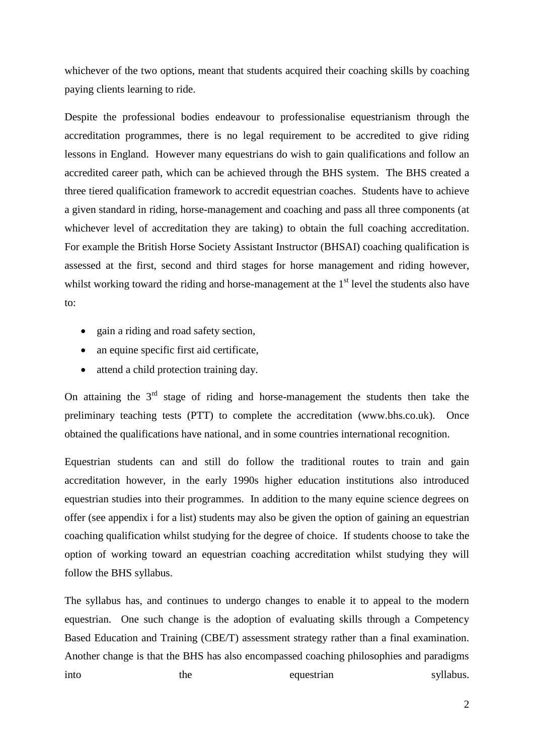whichever of the two options, meant that students acquired their coaching skills by coaching paying clients learning to ride.

Despite the professional bodies endeavour to professionalise equestrianism through the accreditation programmes, there is no legal requirement to be accredited to give riding lessons in England. However many equestrians do wish to gain qualifications and follow an accredited career path, which can be achieved through the BHS system. The BHS created a three tiered qualification framework to accredit equestrian coaches. Students have to achieve a given standard in riding, horse-management and coaching and pass all three components (at whichever level of accreditation they are taking) to obtain the full coaching accreditation. For example the British Horse Society Assistant Instructor (BHSAI) coaching qualification is assessed at the first, second and third stages for horse management and riding however, whilst working toward the riding and horse-management at the 1st level the students also have to:

- gain a riding and road safety section,
- an equine specific first aid certificate,
- attend a child protection training day.

On attaining the 3rd stage of riding and horse-management the students then take the preliminary teaching tests (PTT) to complete the accreditation (www.bhs.co.uk). Once obtained the qualifications have national, and in some countries international recognition.

Equestrian students can and still do follow the traditional routes to train and gain accreditation however, in the early 1990s higher education institutions also introduced equestrian studies into their programmes. In addition to the many equine science degrees on offer (see appendix i for a list) students may also be given the option of gaining an equestrian coaching qualification whilst studying for the degree of choice. If students choose to take the option of working toward an equestrian coaching accreditation whilst studying they will follow the BHS syllabus.

The syllabus has, and continues to undergo changes to enable it to appeal to the modern equestrian. One such change is the adoption of evaluating skills through a Competency Based Education and Training (CBE/T) assessment strategy rather than a final examination. Another change is that the BHS has also encompassed coaching philosophies and paradigms into the equestrian syllabus.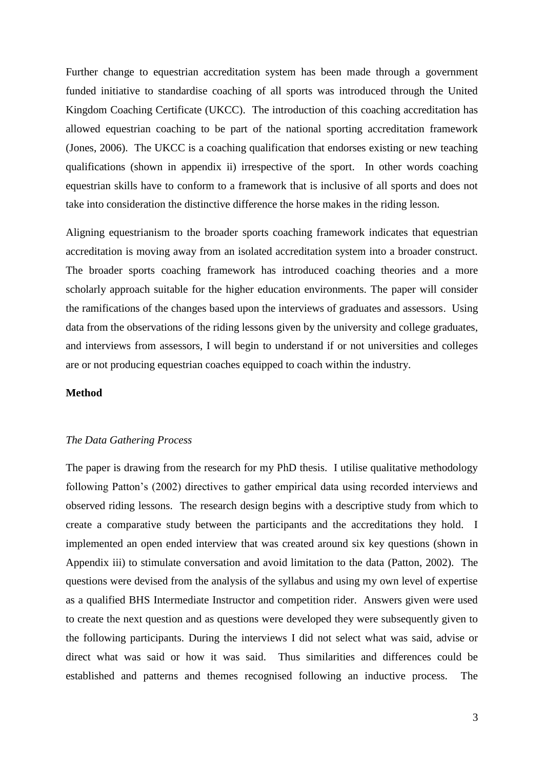Further change to equestrian accreditation system has been made through a government funded initiative to standardise coaching of all sports was introduced through the United Kingdom Coaching Certificate (UKCC). The introduction of this coaching accreditation has allowed equestrian coaching to be part of the national sporting accreditation framework (Jones, 2006). The UKCC is a coaching qualification that endorses existing or new teaching qualifications (shown in appendix ii) irrespective of the sport. In other words coaching equestrian skills have to conform to a framework that is inclusive of all sports and does not take into consideration the distinctive difference the horse makes in the riding lesson.

Aligning equestrianism to the broader sports coaching framework indicates that equestrian accreditation is moving away from an isolated accreditation system into a broader construct. The broader sports coaching framework has introduced coaching theories and a more scholarly approach suitable for the higher education environments. The paper will consider the ramifications of the changes based upon the interviews of graduates and assessors. Using data from the observations of the riding lessons given by the university and college graduates, and interviews from assessors, I will begin to understand if or not universities and colleges are or not producing equestrian coaches equipped to coach within the industry.

**Method**

*The Data Gathering Process*

The paper is drawing from the research for my PhD thesis. I utilise qualitative methodology following Patton's (2002) directives to gather empirical data using recorded interviews and observed riding lessons. The research design begins with a descriptive study from which to create a comparative study between the participants and the accreditations they hold. I implemented an open ended interview that was created around six key questions (shown in Appendix iii) to stimulate conversation and avoid limitation to the data (Patton, 2002). The questions were devised from the analysis of the syllabus and using my own level of expertise as a qualified BHS Intermediate Instructor and competition rider. Answers given were used to create the next question and as questions were developed they were subsequently given to the following participants. During the interviews I did not select what was said, advise or direct what was said or how it was said. Thus similarities and differences could be established and patterns and themes recognised following an inductive process. The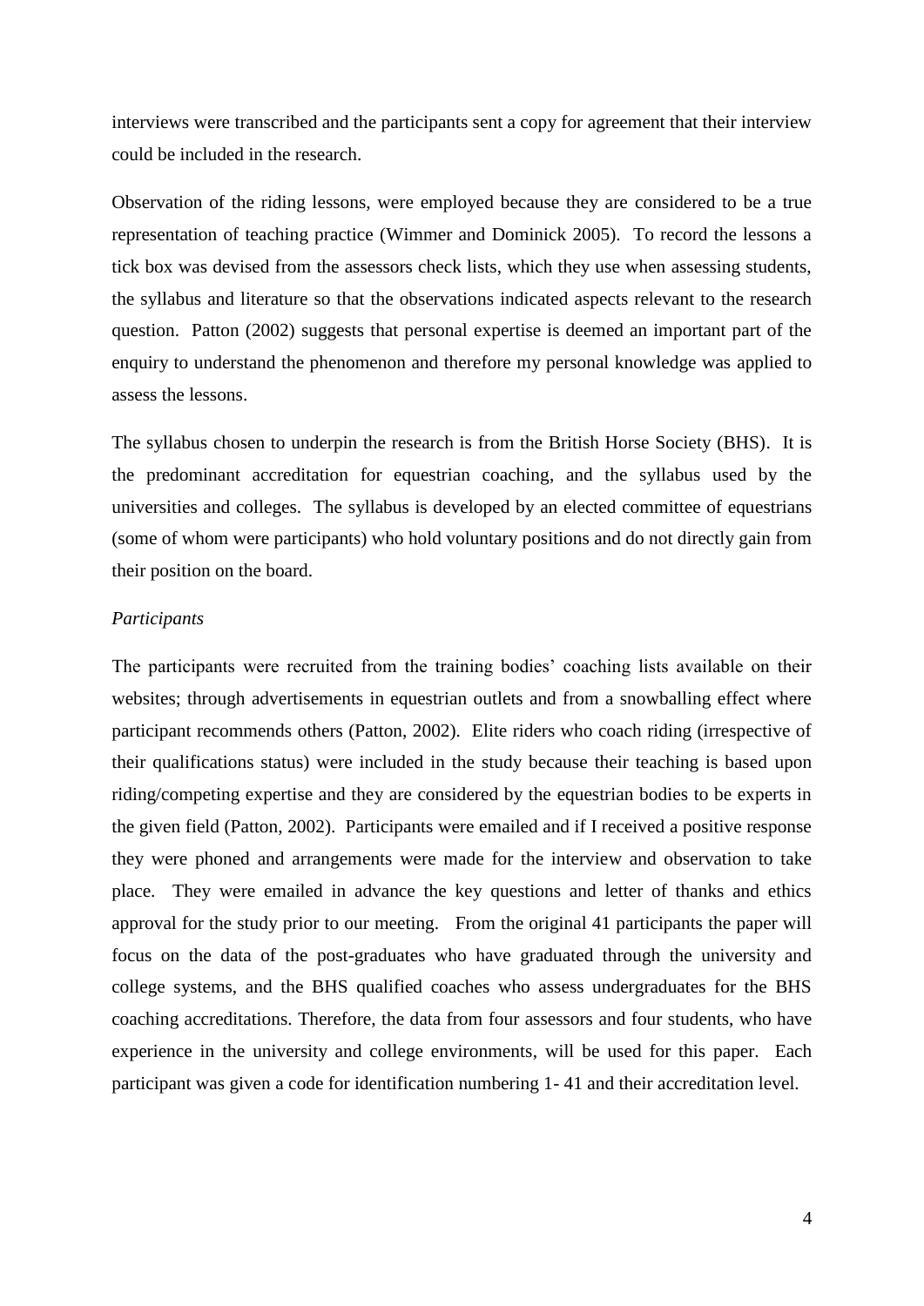interviews were transcribed and the participants sent a copy for agreement that their interview could be included in the research.

Observation of the riding lessons, were employed because they are considered to be a true representation of teaching practice (Wimmer and Dominick 2005). To record the lessons a tick box was devised from the assessors check lists, which they use when assessing students, the syllabus and literature so that the observations indicated aspects relevant to the research question. Patton (2002) suggests that personal expertise is deemed an important part of the enquiry to understand the phenomenon and therefore my personal knowledge was applied to assess the lessons.

The syllabus chosen to underpin the research is from the British Horse Society (BHS). It is the predominant accreditation for equestrian coaching, and the syllabus used by the universities and colleges. The syllabus is developed by an elected committee of equestrians (some of whom were participants) who hold voluntary positions and do not directly gain from their position on the board.

*Participants*

The participants were recruited from the training bodies' coaching lists available on their websites; through advertisements in equestrian outlets and from a snowballing effect where participant recommends others (Patton, 2002). Elite riders who coach riding (irrespective of their qualifications status) were included in the study because their teaching is based upon riding/competing expertise and they are considered by the equestrian bodies to be experts in the given field (Patton, 2002). Participants were emailed and if I received a positive response they were phoned and arrangements were made for the interview and observation to take place. They were emailed in advance the key questions and letter of thanks and ethics approval for the study prior to our meeting. From the original 41 participants the paper will focus on the data of the post-graduates who have graduated through the university and college systems, and the BHS qualified coaches who assess undergraduates for the BHS coaching accreditations. Therefore, the data from four assessors and four students, who have experience in the university and college environments, will be used for this paper. Each participant was given a code for identification numbering 1- 41 and their accreditation level.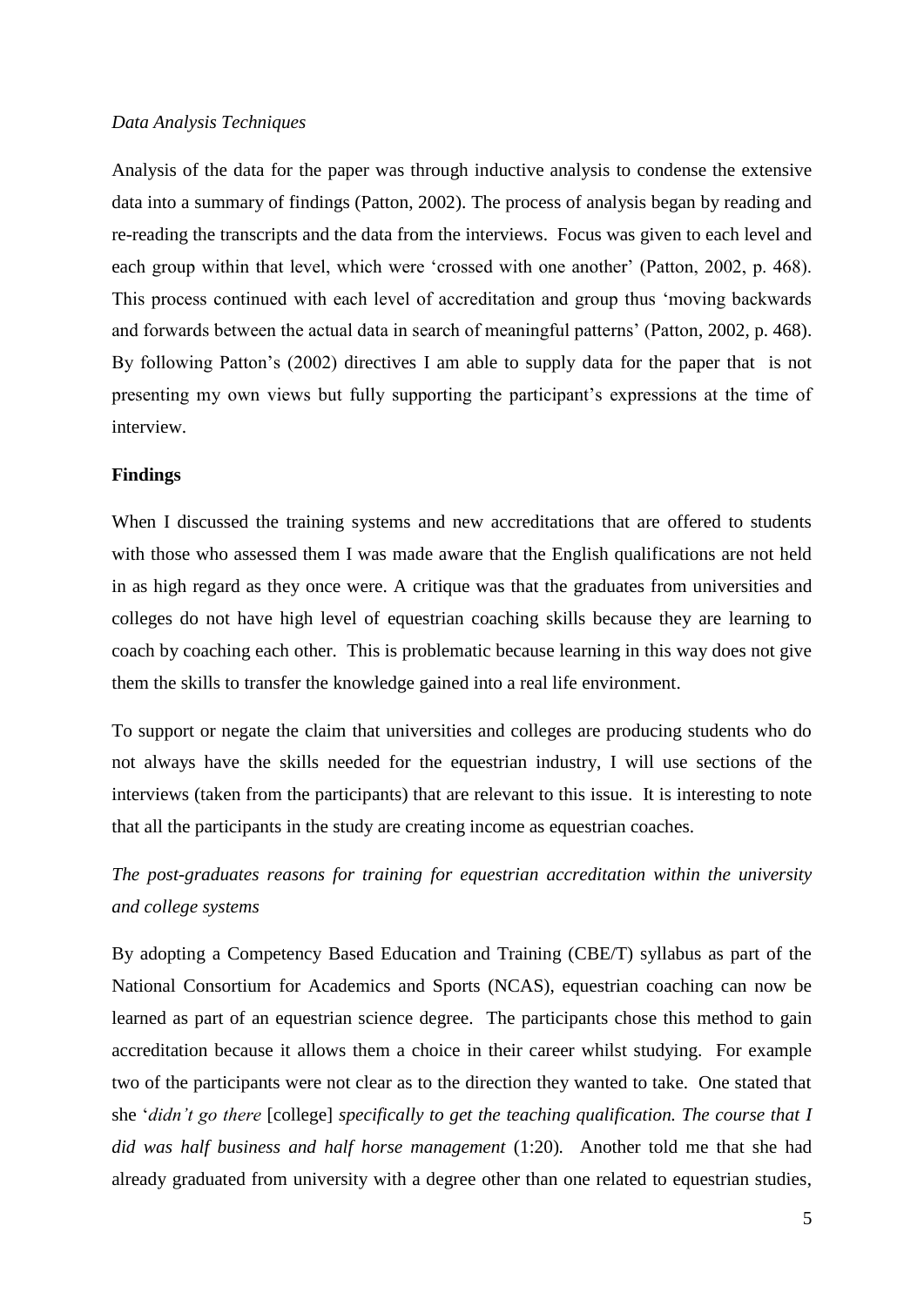*Data Analysis Techniques*

Analysis of the data for the paper was through inductive analysis to condense the extensive data into a summary of findings (Patton, 2002). The process of analysis began by reading and re-reading the transcripts and the data from the interviews. Focus was given to each level and each group within that level, which were 'crossed with one another' (Patton, 2002, p. 468). This process continued with each level of accreditation and group thus 'moving backwards and forwards between the actual data in search of meaningful patterns' (Patton, 2002, p. 468). By following Patton's (2002) directives I am able to supply data for the paper that is not presenting my own views but fully supporting the participant's expressions at the time of interview.

**Findings**

When I discussed the training systems and new accreditations that are offered to students with those who assessed them I was made aware that the English qualifications are not held in as high regard as they once were. A critique was that the graduates from universities and colleges do not have high level of equestrian coaching skills because they are learning to coach by coaching each other. This is problematic because learning in this way does not give them the skills to transfer the knowledge gained into a real life environment.

To support or negate the claim that universities and colleges are producing students who do not always have the skills needed for the equestrian industry, I will use sections of the interviews (taken from the participants) that are relevant to this issue. It is interesting to note that all the participants in the study are creating income as equestrian coaches.

*The post-graduates reasons for training for equestrian accreditation within the university and college systems*

By adopting a Competency Based Education and Training (CBE/T) syllabus as part of the National Consortium for Academics and Sports (NCAS), equestrian coaching can now be learned as part of an equestrian science degree. The participants chose this method to gain accreditation because it allows them a choice in their career whilst studying. For example two of the participants were not clear as to the direction they wanted to take. One stated that she '*didn't go there* [college] *specifically to get the teaching qualification. The course that I did was half business and half horse management* (1:20)*.* Another told me that she had already graduated from university with a degree other than one related to equestrian studies,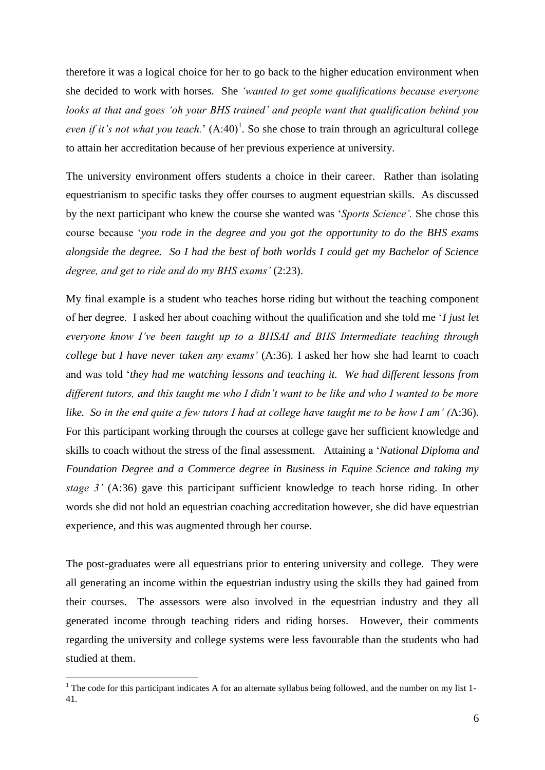therefore it was a logical choice for her to go back to the higher education environment when she decided to work with horses. She *'wanted to get some qualifications because everyone looks at that and goes 'oh your BHS trained' and people want that qualification behind you even if it's not what you teach.*' (A:40)[1]. So she chose to train through an agricultural college to attain her accreditation because of her previous experience at university.

The university environment offers students a choice in their career. Rather than isolating equestrianism to specific tasks they offer courses to augment equestrian skills. As discussed by the next participant who knew the course she wanted was '*Sports Science'.* She chose this course because '*you rode in the degree and you got the opportunity to do the BHS exams alongside the degree. So I had the best of both worlds I could get my Bachelor of Science degree, and get to ride and do my BHS exams'* (2:23).

My final example is a student who teaches horse riding but without the teaching component of her degree. I asked her about coaching without the qualification and she told me '*I just let everyone know I've been taught up to a BHSAI and BHS Intermediate teaching through college but I have never taken any exams'* (A:36). I asked her how she had learnt to coach and was told '*they had me watching lessons and teaching it. We had different lessons from different tutors, and this taught me who I didn't want to be like and who I wanted to be more like. So in the end quite a few tutors I had at college have taught me to be how I am' (*A:36). For this participant working through the courses at college gave her sufficient knowledge and skills to coach without the stress of the final assessment. Attaining a '*National Diploma and Foundation Degree and a Commerce degree in Business in Equine Science and taking my stage 3'* (A:36) gave this participant sufficient knowledge to teach horse riding. In other words she did not hold an equestrian coaching accreditation however, she did have equestrian experience, and this was augmented through her course.

The post-graduates were all equestrians prior to entering university and college. They were all generating an income within the equestrian industry using the skills they had gained from their courses. The assessors were also involved in the equestrian industry and they all generated income through teaching riders and riding horses. However, their comments regarding the university and college systems were less favourable than the students who had studied at them.

[1] The code for this participant indicates A for an alternate syllabus being followed, and the number on my list 1-41.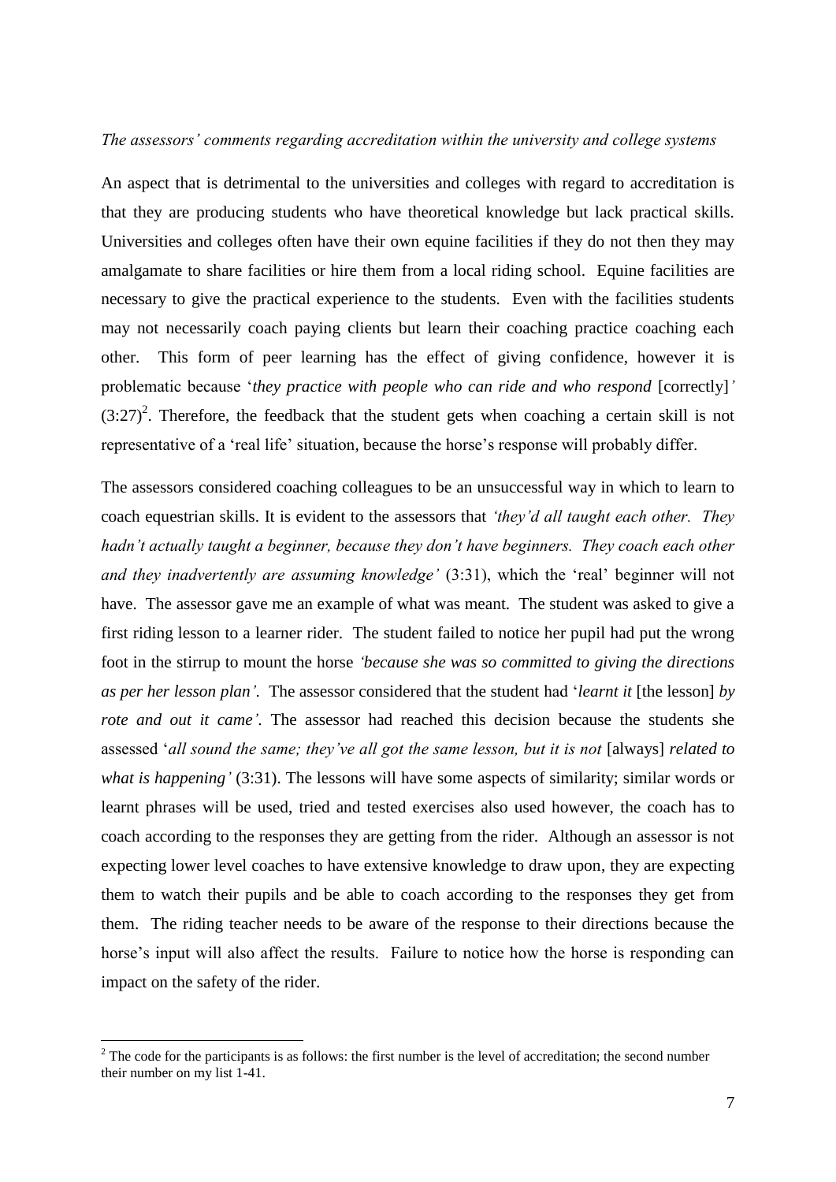*The assessors' comments regarding accreditation within the university and college systems*

An aspect that is detrimental to the universities and colleges with regard to accreditation is that they are producing students who have theoretical knowledge but lack practical skills. Universities and colleges often have their own equine facilities if they do not then they may amalgamate to share facilities or hire them from a local riding school. Equine facilities are necessary to give the practical experience to the students. Even with the facilities students may not necessarily coach paying clients but learn their coaching practice coaching each other. This form of peer learning has the effect of giving confidence, however it is problematic because '*they practice with people who can ride and who respond* [correctly]*'* (3:27)[2]. Therefore, the feedback that the student gets when coaching a certain skill is not representative of a 'real life' situation, because the horse's response will probably differ.

The assessors considered coaching colleagues to be an unsuccessful way in which to learn to coach equestrian skills. It is evident to the assessors that *'they'd all taught each other. They hadn't actually taught a beginner, because they don't have beginners. They coach each other and they inadvertently are assuming knowledge'* (3:31), which the 'real' beginner will not have. The assessor gave me an example of what was meant. The student was asked to give a first riding lesson to a learner rider. The student failed to notice her pupil had put the wrong foot in the stirrup to mount the horse *'because she was so committed to giving the directions as per her lesson plan'.* The assessor considered that the student had '*learnt it* [the lesson] *by rote and out it came'*. The assessor had reached this decision because the students she assessed '*all sound the same; they've all got the same lesson, but it is not* [always] *related to what is happening'* (3:31). The lessons will have some aspects of similarity; similar words or learnt phrases will be used, tried and tested exercises also used however, the coach has to coach according to the responses they are getting from the rider. Although an assessor is not expecting lower level coaches to have extensive knowledge to draw upon, they are expecting them to watch their pupils and be able to coach according to the responses they get from them. The riding teacher needs to be aware of the response to their directions because the horse's input will also affect the results. Failure to notice how the horse is responding can impact on the safety of the rider.

[2] The code for the participants is as follows: the first number is the level of accreditation; the second number their number on my list 1-41.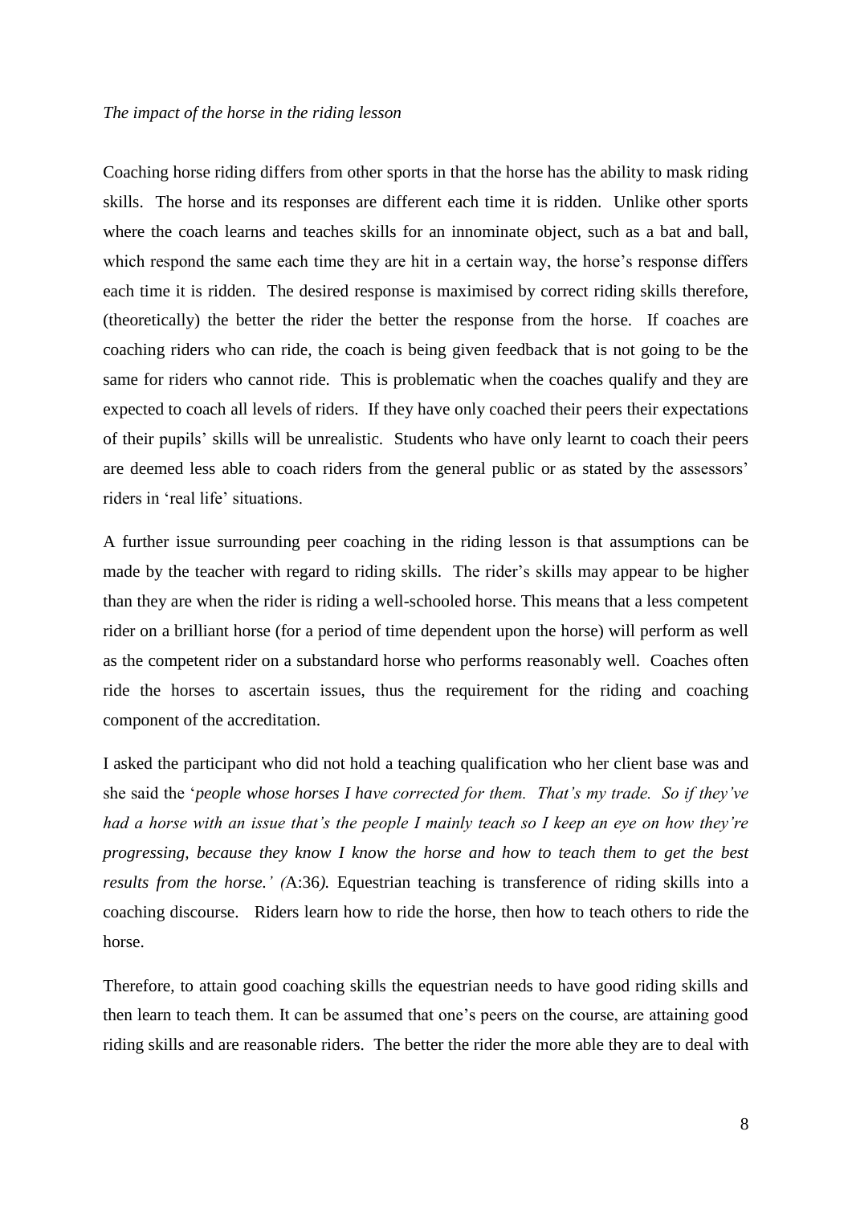*The impact of the horse in the riding lesson*

Coaching horse riding differs from other sports in that the horse has the ability to mask riding skills. The horse and its responses are different each time it is ridden. Unlike other sports where the coach learns and teaches skills for an innominate object, such as a bat and ball, which respond the same each time they are hit in a certain way, the horse's response differs each time it is ridden. The desired response is maximised by correct riding skills therefore, (theoretically) the better the rider the better the response from the horse. If coaches are coaching riders who can ride, the coach is being given feedback that is not going to be the same for riders who cannot ride. This is problematic when the coaches qualify and they are expected to coach all levels of riders. If they have only coached their peers their expectations of their pupils' skills will be unrealistic. Students who have only learnt to coach their peers are deemed less able to coach riders from the general public or as stated by the assessors' riders in 'real life' situations.

A further issue surrounding peer coaching in the riding lesson is that assumptions can be made by the teacher with regard to riding skills. The rider's skills may appear to be higher than they are when the rider is riding a well-schooled horse. This means that a less competent rider on a brilliant horse (for a period of time dependent upon the horse) will perform as well as the competent rider on a substandard horse who performs reasonably well. Coaches often ride the horses to ascertain issues, thus the requirement for the riding and coaching component of the accreditation.

I asked the participant who did not hold a teaching qualification who her client base was and she said the '*people whose horses I have corrected for them. That's my trade. So if they've had a horse with an issue that's the people I mainly teach so I keep an eye on how they're progressing, because they know I know the horse and how to teach them to get the best results from the horse.' (*A:36*).* Equestrian teaching is transference of riding skills into a coaching discourse. Riders learn how to ride the horse, then how to teach others to ride the horse.

Therefore, to attain good coaching skills the equestrian needs to have good riding skills and then learn to teach them. It can be assumed that one's peers on the course, are attaining good riding skills and are reasonable riders. The better the rider the more able they are to deal with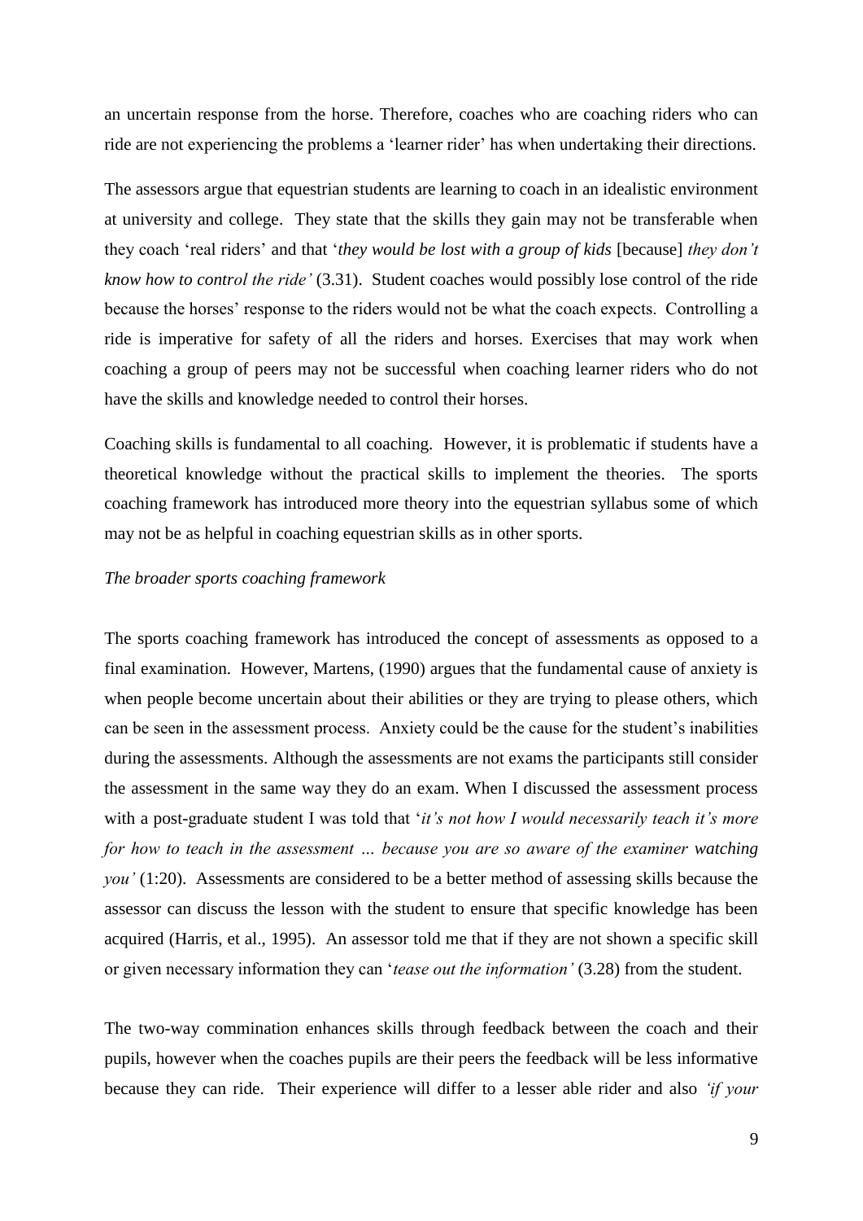an uncertain response from the horse. Therefore, coaches who are coaching riders who can ride are not experiencing the problems a 'learner rider' has when undertaking their directions.

The assessors argue that equestrian students are learning to coach in an idealistic environment at university and college. They state that the skills they gain may not be transferable when they coach 'real riders' and that '*they would be lost with a group of kids* [because] *they don't know how to control the ride'* (3.31). Student coaches would possibly lose control of the ride because the horses' response to the riders would not be what the coach expects. Controlling a ride is imperative for safety of all the riders and horses. Exercises that may work when coaching a group of peers may not be successful when coaching learner riders who do not have the skills and knowledge needed to control their horses.

Coaching skills is fundamental to all coaching. However, it is problematic if students have a theoretical knowledge without the practical skills to implement the theories. The sports coaching framework has introduced more theory into the equestrian syllabus some of which may not be as helpful in coaching equestrian skills as in other sports.

*The broader sports coaching framework*

The sports coaching framework has introduced the concept of assessments as opposed to a final examination. However, Martens, (1990) argues that the fundamental cause of anxiety is when people become uncertain about their abilities or they are trying to please others, which can be seen in the assessment process. Anxiety could be the cause for the student's inabilities during the assessments. Although the assessments are not exams the participants still consider the assessment in the same way they do an exam. When I discussed the assessment process with a post-graduate student I was told that '*it's not how I would necessarily teach it's more for how to teach in the assessment … because you are so aware of the examiner watching you'* (1:20). Assessments are considered to be a better method of assessing skills because the assessor can discuss the lesson with the student to ensure that specific knowledge has been acquired (Harris, et al., 1995). An assessor told me that if they are not shown a specific skill or given necessary information they can '*tease out the information'* (3.28) from the student.

The two-way commination enhances skills through feedback between the coach and their pupils, however when the coaches pupils are their peers the feedback will be less informative because they can ride. Their experience will differ to a lesser able rider and also *'if your*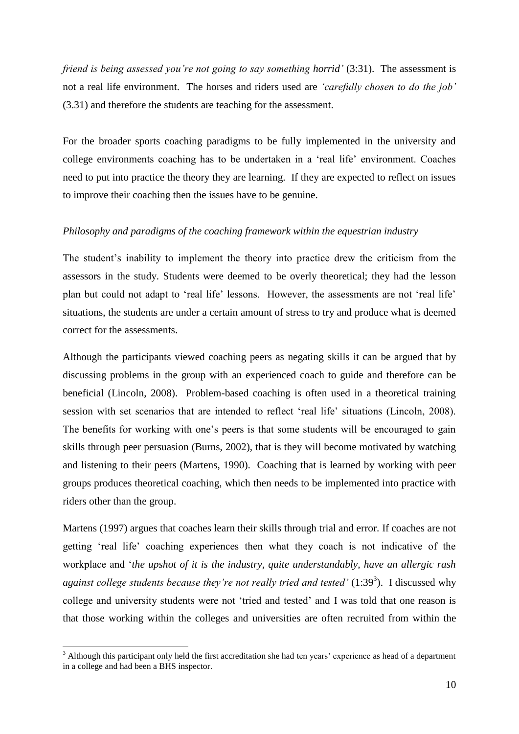*friend is being assessed you're not going to say something horrid'* (3:31). The assessment is not a real life environment. The horses and riders used are *'carefully chosen to do the job'* (3.31) and therefore the students are teaching for the assessment.

For the broader sports coaching paradigms to be fully implemented in the university and college environments coaching has to be undertaken in a 'real life' environment. Coaches need to put into practice the theory they are learning. If they are expected to reflect on issues to improve their coaching then the issues have to be genuine.

*Philosophy and paradigms of the coaching framework within the equestrian industry*

The student's inability to implement the theory into practice drew the criticism from the assessors in the study. Students were deemed to be overly theoretical; they had the lesson plan but could not adapt to 'real life' lessons. However, the assessments are not 'real life' situations, the students are under a certain amount of stress to try and produce what is deemed correct for the assessments.

Although the participants viewed coaching peers as negating skills it can be argued that by discussing problems in the group with an experienced coach to guide and therefore can be beneficial (Lincoln, 2008). Problem-based coaching is often used in a theoretical training session with set scenarios that are intended to reflect 'real life' situations (Lincoln, 2008). The benefits for working with one's peers is that some students will be encouraged to gain skills through peer persuasion (Burns, 2002), that is they will become motivated by watching and listening to their peers (Martens, 1990). Coaching that is learned by working with peer groups produces theoretical coaching, which then needs to be implemented into practice with riders other than the group.

Martens (1997) argues that coaches learn their skills through trial and error. If coaches are not getting 'real life' coaching experiences then what they coach is not indicative of the workplace and '*the upshot of it is the industry, quite understandably, have an allergic rash against college students because they're not really tried and tested'* (1:39[3]). I discussed why college and university students were not 'tried and tested' and I was told that one reason is that those working within the colleges and universities are often recruited from within the

[3] Although this participant only held the first accreditation she had ten years' experience as head of a department in a college and had been a BHS inspector.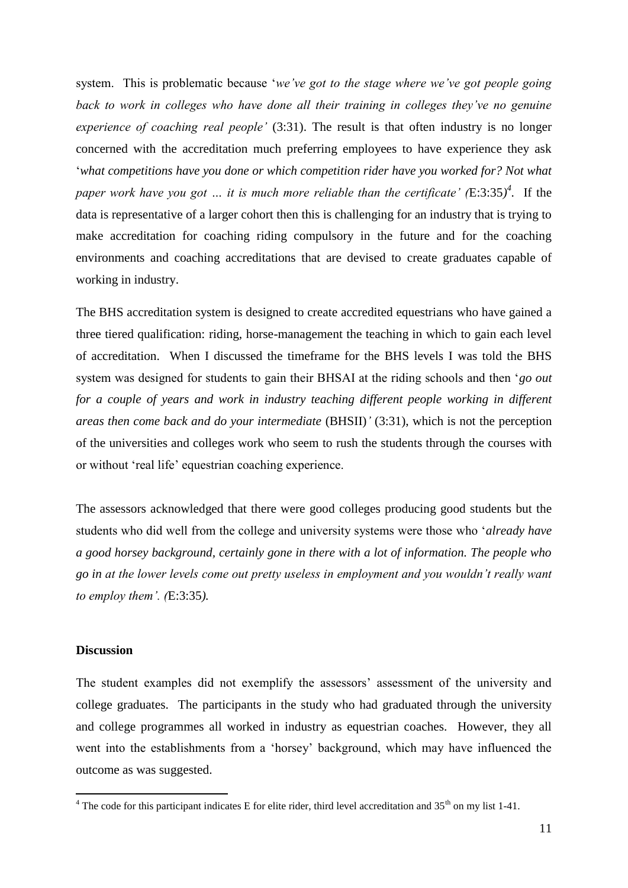system. This is problematic because '*we've got to the stage where we've got people going back to work in colleges who have done all their training in colleges they've no genuine experience of coaching real people'* (3:31). The result is that often industry is no longer concerned with the accreditation much preferring employees to have experience they ask '*what competitions have you done or which competition rider have you worked for? Not what paper work have you got … it is much more reliable than the certificate' (*E:3:35*)*[4]. If the data is representative of a larger cohort then this is challenging for an industry that is trying to make accreditation for coaching riding compulsory in the future and for the coaching environments and coaching accreditations that are devised to create graduates capable of working in industry.

The BHS accreditation system is designed to create accredited equestrians who have gained a three tiered qualification: riding, horse-management the teaching in which to gain each level of accreditation. When I discussed the timeframe for the BHS levels I was told the BHS system was designed for students to gain their BHSAI at the riding schools and then '*go out for a couple of years and work in industry teaching different people working in different areas then come back and do your intermediate* (BHSII)*'* (3:31), which is not the perception of the universities and colleges work who seem to rush the students through the courses with or without 'real life' equestrian coaching experience.

The assessors acknowledged that there were good colleges producing good students but the students who did well from the college and university systems were those who '*already have a good horsey background, certainly gone in there with a lot of information. The people who go in at the lower levels come out pretty useless in employment and you wouldn't really want to employ them'. (*E:3:35*).*

**Discussion**

The student examples did not exemplify the assessors' assessment of the university and college graduates. The participants in the study who had graduated through the university and college programmes all worked in industry as equestrian coaches. However, they all went into the establishments from a 'horsey' background, which may have influenced the outcome as was suggested.

[4] The code for this participant indicates E for elite rider, third level accreditation and 35th on my list 1-41.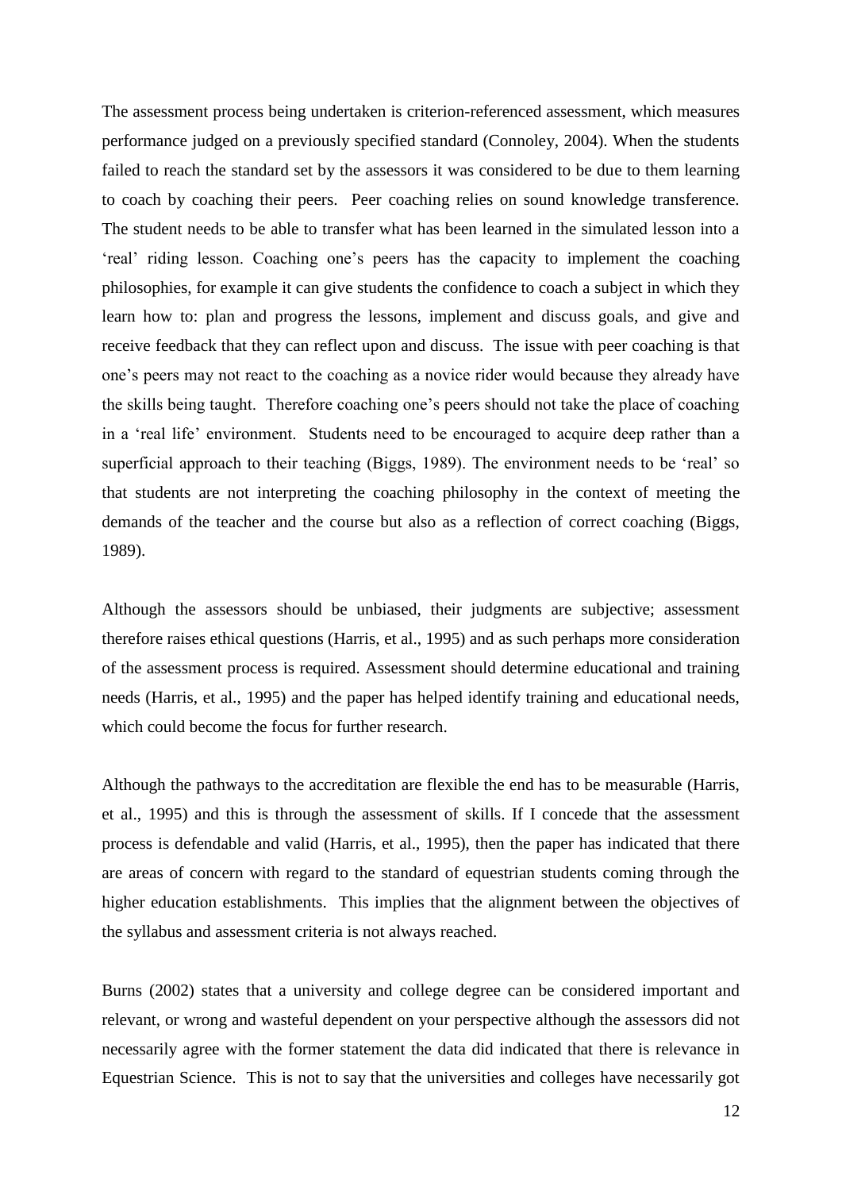The assessment process being undertaken is criterion-referenced assessment, which measures performance judged on a previously specified standard (Connoley, 2004). When the students failed to reach the standard set by the assessors it was considered to be due to them learning to coach by coaching their peers. Peer coaching relies on sound knowledge transference. The student needs to be able to transfer what has been learned in the simulated lesson into a 'real' riding lesson. Coaching one's peers has the capacity to implement the coaching philosophies, for example it can give students the confidence to coach a subject in which they learn how to: plan and progress the lessons, implement and discuss goals, and give and receive feedback that they can reflect upon and discuss. The issue with peer coaching is that one's peers may not react to the coaching as a novice rider would because they already have the skills being taught. Therefore coaching one's peers should not take the place of coaching in a 'real life' environment. Students need to be encouraged to acquire deep rather than a superficial approach to their teaching (Biggs, 1989). The environment needs to be 'real' so that students are not interpreting the coaching philosophy in the context of meeting the demands of the teacher and the course but also as a reflection of correct coaching (Biggs, 1989).

Although the assessors should be unbiased, their judgments are subjective; assessment therefore raises ethical questions (Harris, et al., 1995) and as such perhaps more consideration of the assessment process is required. Assessment should determine educational and training needs (Harris, et al., 1995) and the paper has helped identify training and educational needs, which could become the focus for further research.

Although the pathways to the accreditation are flexible the end has to be measurable (Harris, et al., 1995) and this is through the assessment of skills. If I concede that the assessment process is defendable and valid (Harris, et al., 1995), then the paper has indicated that there are areas of concern with regard to the standard of equestrian students coming through the higher education establishments. This implies that the alignment between the objectives of the syllabus and assessment criteria is not always reached.

Burns (2002) states that a university and college degree can be considered important and relevant, or wrong and wasteful dependent on your perspective although the assessors did not necessarily agree with the former statement the data did indicated that there is relevance in Equestrian Science. This is not to say that the universities and colleges have necessarily got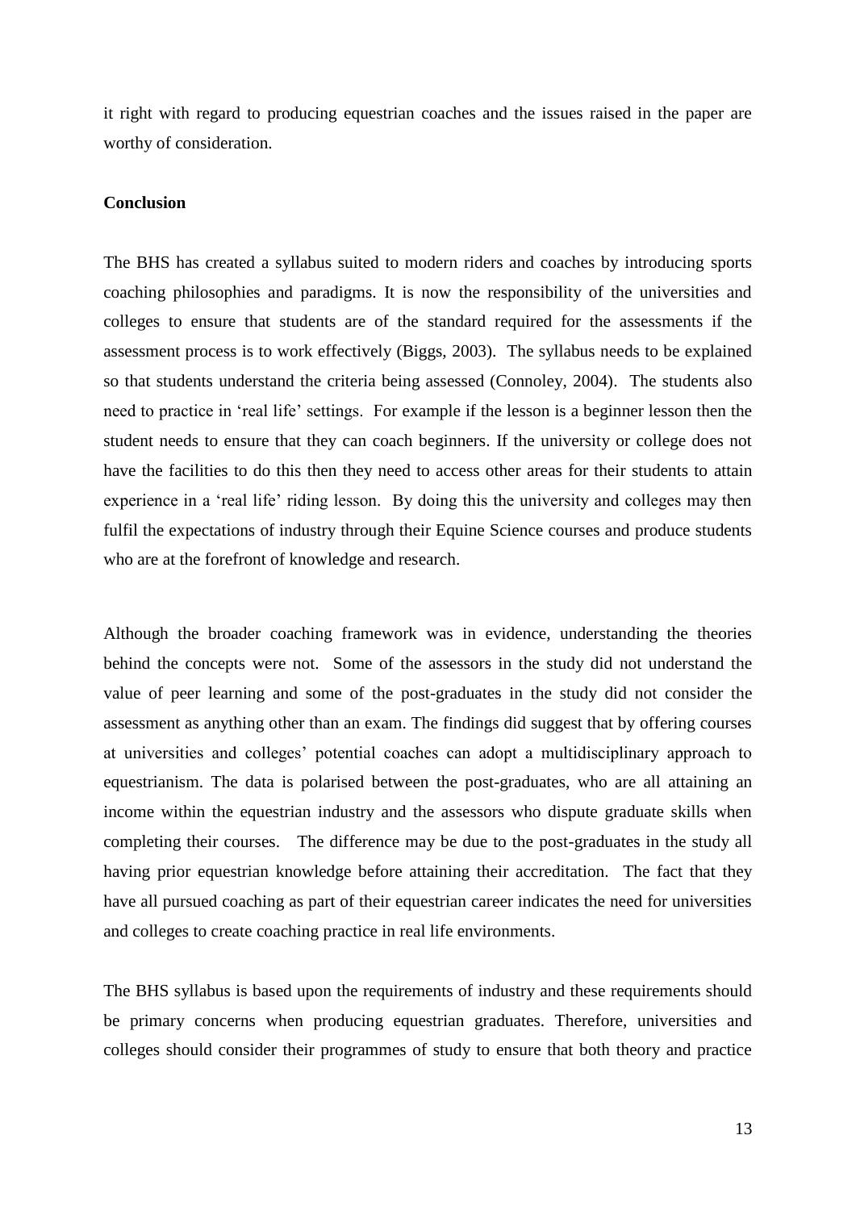it right with regard to producing equestrian coaches and the issues raised in the paper are worthy of consideration.

## Conclusion

The BHS has created a syllabus suited to modern riders and coaches by introducing sports coaching philosophies and paradigms. It is now the responsibility of the universities and colleges to ensure that students are of the standard required for the assessments if the assessment process is to work effectively (Biggs, 2003). The syllabus needs to be explained so that students understand the criteria being assessed (Connoley, 2004). The students also need to practice in 'real life' settings. For example if the lesson is a beginner lesson then the student needs to ensure that they can coach beginners. If the university or college does not have the facilities to do this then they need to access other areas for their students to attain experience in a 'real life' riding lesson. By doing this the university and colleges may then fulfil the expectations of industry through their Equine Science courses and produce students who are at the forefront of knowledge and research.

Although the broader coaching framework was in evidence, understanding the theories behind the concepts were not. Some of the assessors in the study did not understand the value of peer learning and some of the post-graduates in the study did not consider the assessment as anything other than an exam. The findings did suggest that by offering courses at universities and colleges' potential coaches can adopt a multidisciplinary approach to equestrianism. The data is polarised between the post-graduates, who are all attaining an income within the equestrian industry and the assessors who dispute graduate skills when completing their courses. The difference may be due to the post-graduates in the study all having prior equestrian knowledge before attaining their accreditation. The fact that they have all pursued coaching as part of their equestrian career indicates the need for universities and colleges to create coaching practice in real life environments.

The BHS syllabus is based upon the requirements of industry and these requirements should be primary concerns when producing equestrian graduates. Therefore, universities and colleges should consider their programmes of study to ensure that both theory and practice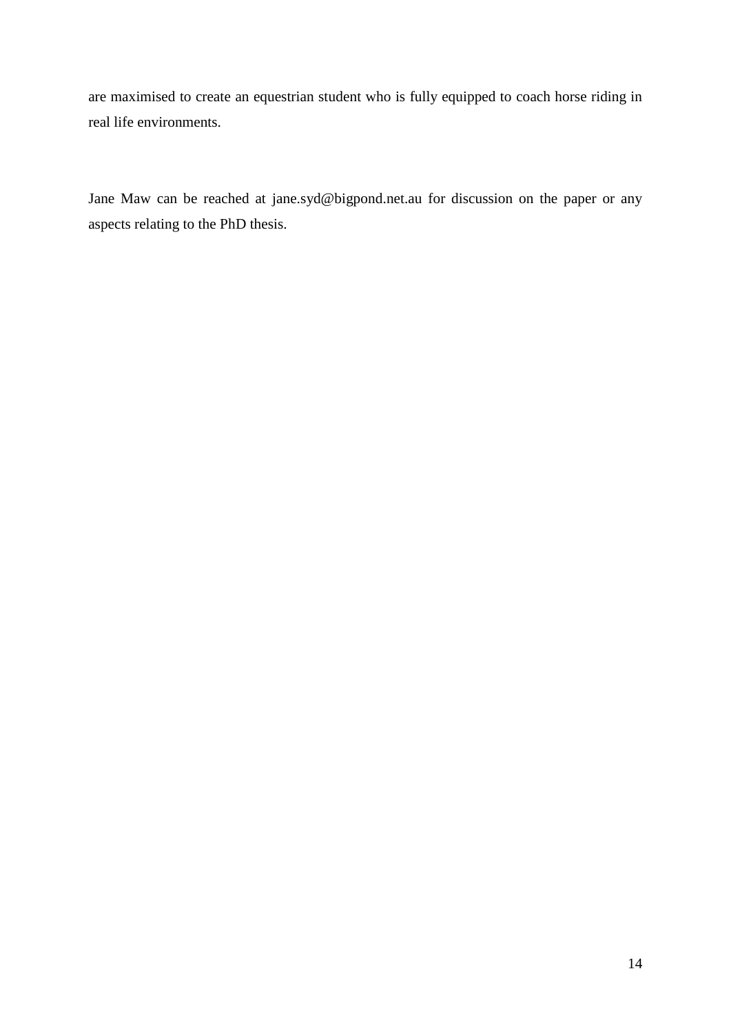are maximised to create an equestrian student who is fully equipped to coach horse riding in real life environments.

Jane Maw can be reached at jane.syd@bigpond.net.au for discussion on the paper or any aspects relating to the PhD thesis.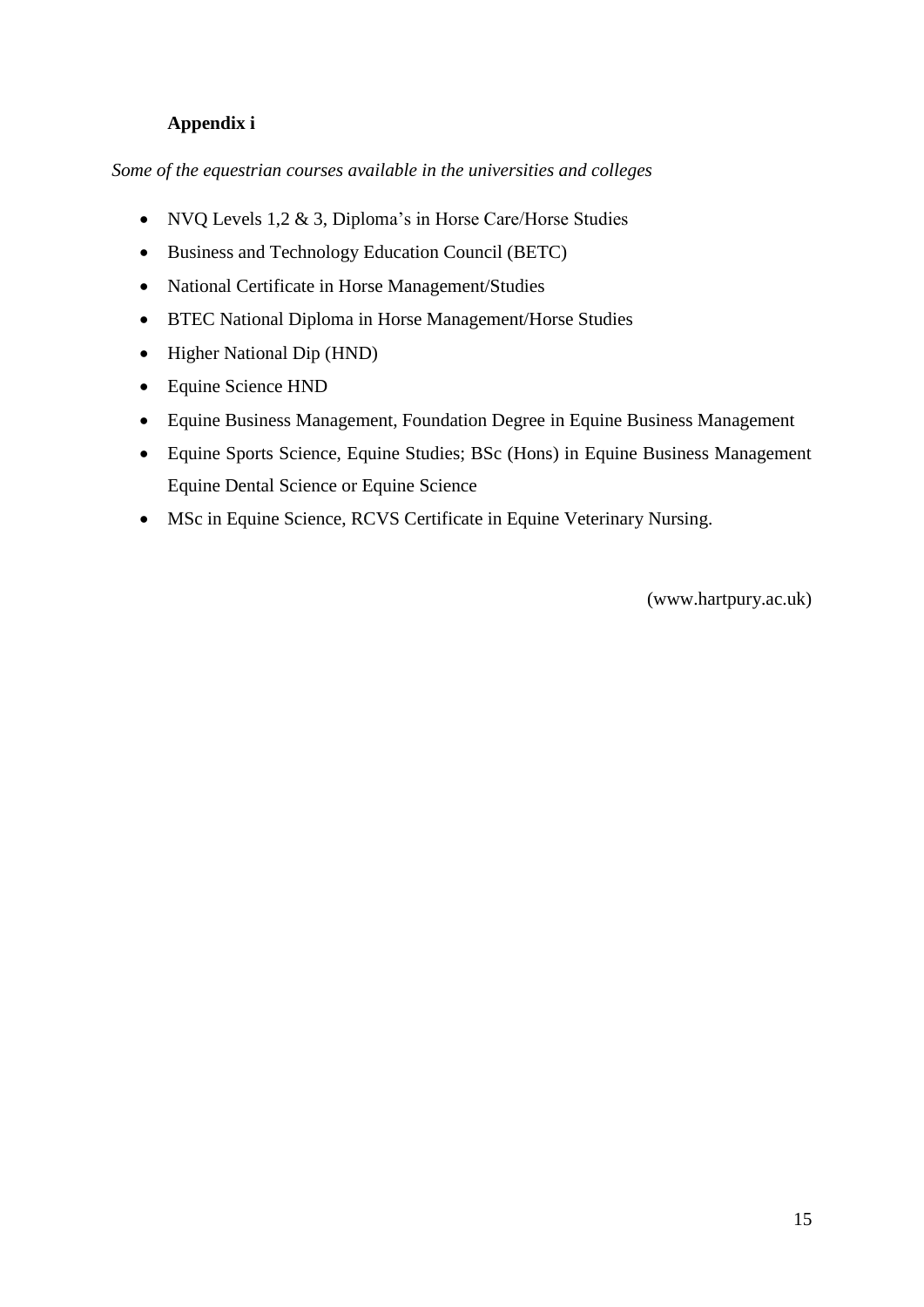## Appendix i

*Some of the equestrian courses available in the universities and colleges*

- NVQ Levels 1,2 & 3, Diploma's in Horse Care/Horse Studies
- Business and Technology Education Council (BETC)
- National Certificate in Horse Management/Studies
- BTEC National Diploma in Horse Management/Horse Studies
- Higher National Dip (HND)
- Equine Science HND
- Equine Business Management, Foundation Degree in Equine Business Management
- Equine Sports Science, Equine Studies; BSc (Hons) in Equine Business Management Equine Dental Science or Equine Science
- MSc in Equine Science, RCVS Certificate in Equine Veterinary Nursing.

(www.hartpury.ac.uk)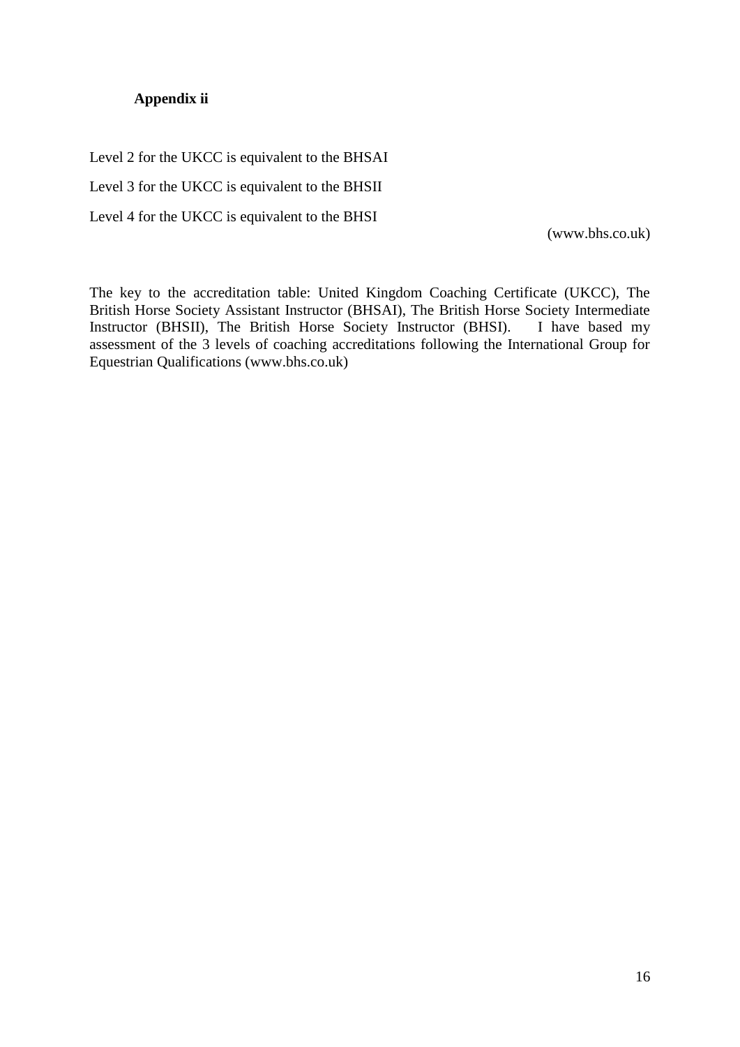**Appendix ii**

Level 2 for the UKCC is equivalent to the BHSAI

Level 3 for the UKCC is equivalent to the BHSII

Level 4 for the UKCC is equivalent to the BHSI

(www.bhs.co.uk)

The key to the accreditation table: United Kingdom Coaching Certificate (UKCC), The British Horse Society Assistant Instructor (BHSAI), The British Horse Society Intermediate Instructor (BHSII), The British Horse Society Instructor (BHSI). I have based my assessment of the 3 levels of coaching accreditations following the International Group for Equestrian Qualifications (www.bhs.co.uk)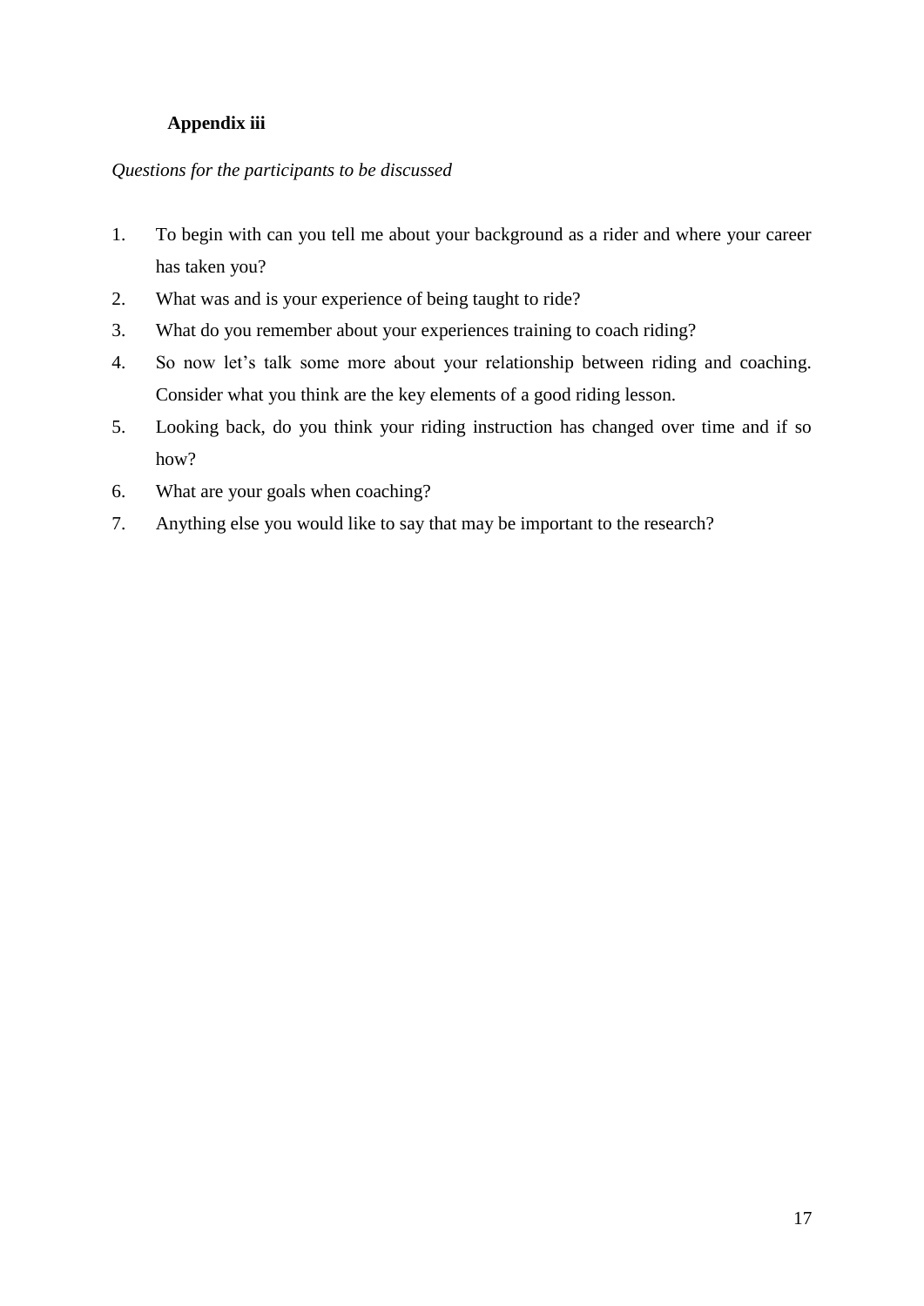**Appendix iii**

*Questions for the participants to be discussed*

1. To begin with can you tell me about your background as a rider and where your career has taken you?
2. What was and is your experience of being taught to ride?
3. What do you remember about your experiences training to coach riding?
4. So now let's talk some more about your relationship between riding and coaching. Consider what you think are the key elements of a good riding lesson.
5. Looking back, do you think your riding instruction has changed over time and if so how?
6. What are your goals when coaching?
7. Anything else you would like to say that may be important to the research?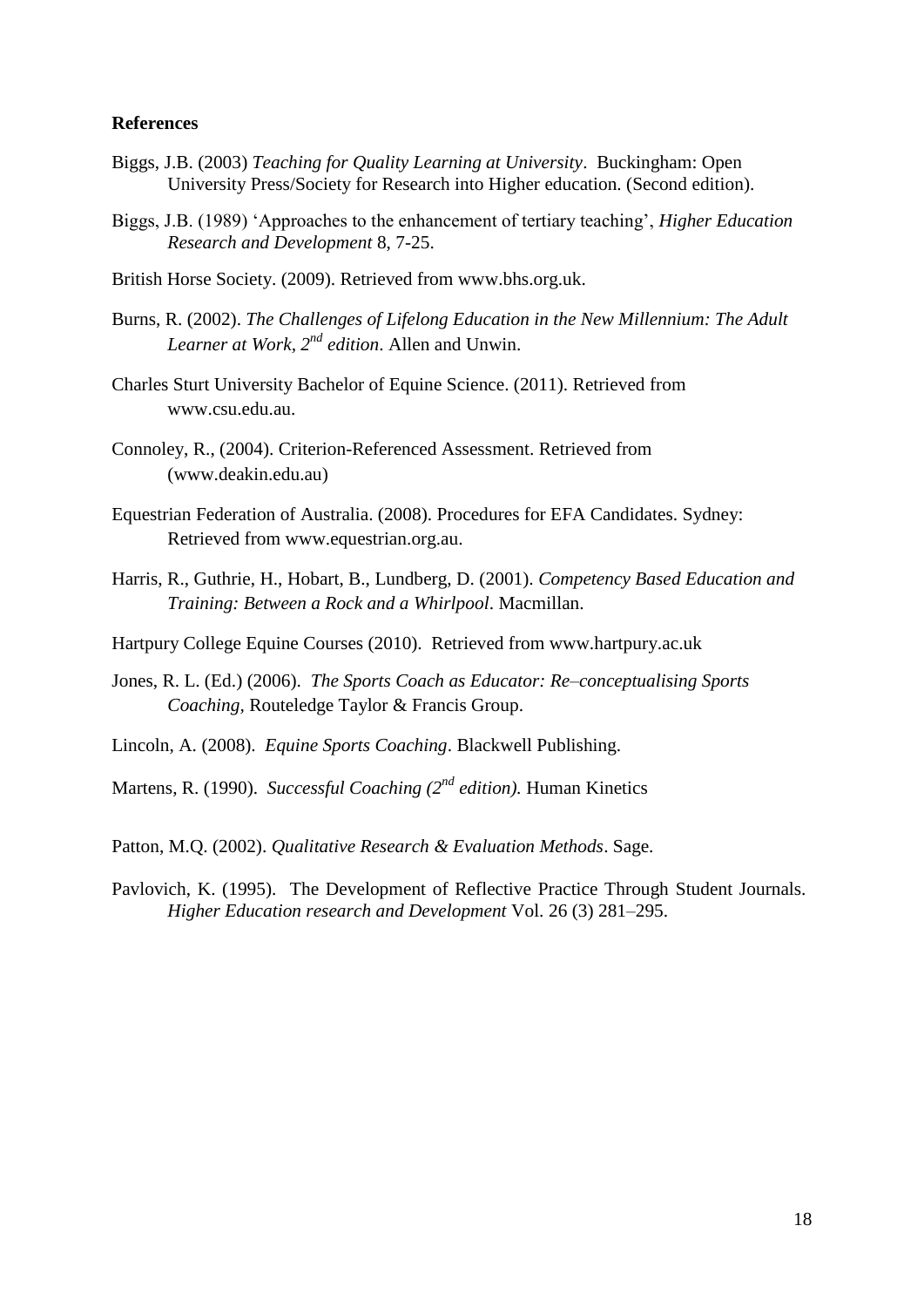**References**

Biggs, J.B. (2003) *Teaching for Quality Learning at University*. Buckingham: Open University Press/Society for Research into Higher education. (Second edition).

Biggs, J.B. (1989) 'Approaches to the enhancement of tertiary teaching', *Higher Education Research and Development* 8, 7-25.

British Horse Society. (2009). Retrieved from www.bhs.org.uk.

Burns, R. (2002). *The Challenges of Lifelong Education in the New Millennium: The Adult Learner at Work, 2nd edition*. Allen and Unwin.

Charles Sturt University Bachelor of Equine Science. (2011). Retrieved from www.csu.edu.au.

Connoley, R., (2004). Criterion-Referenced Assessment. Retrieved from (www.deakin.edu.au)

Equestrian Federation of Australia. (2008). Procedures for EFA Candidates. Sydney: Retrieved from www.equestrian.org.au.

Harris, R., Guthrie, H., Hobart, B., Lundberg, D. (2001). *Competency Based Education and Training: Between a Rock and a Whirlpool*. Macmillan.

Hartpury College Equine Courses (2010). Retrieved from www.hartpury.ac.uk

Jones, R. L. (Ed.) (2006). *The Sports Coach as Educator: Re–conceptualising Sports Coaching,* Routeledge Taylor & Francis Group.

Lincoln, A. (2008). *Equine Sports Coaching*. Blackwell Publishing.

Martens, R. (1990). *Successful Coaching (2nd edition).* Human Kinetics

Patton, M.Q. (2002). *Qualitative Research & Evaluation Methods*. Sage.

Pavlovich, K. (1995). The Development of Reflective Practice Through Student Journals. *Higher Education research and Development* Vol. 26 (3) 281–295.